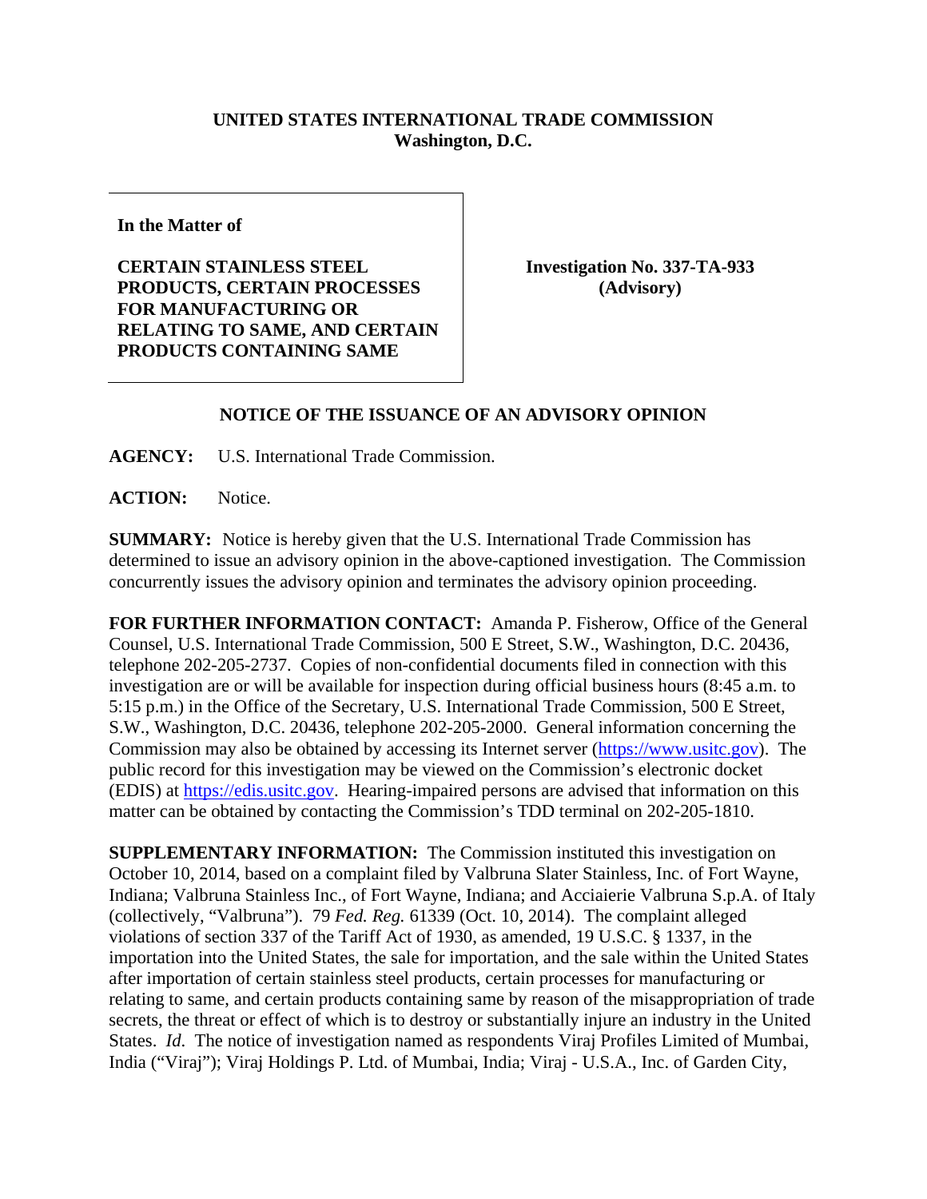**UNITED STATES INTERNATIONAL TRADE COMMISSION**
**Washington, D.C.**

| **In the Matter of**<br><br>**CERTAIN STAINLESS STEEL PRODUCTS, CERTAIN PROCESSES FOR MANUFACTURING OR RELATING TO SAME, AND CERTAIN PRODUCTS CONTAINING SAME** | **Investigation No. 337-TA-933 (Advisory)** |
|---|---|

**NOTICE OF THE ISSUANCE OF AN ADVISORY OPINION**

**AGENCY:** U.S. International Trade Commission.

**ACTION:** Notice.

**SUMMARY:** Notice is hereby given that the U.S. International Trade Commission has determined to issue an advisory opinion in the above-captioned investigation. The Commission concurrently issues the advisory opinion and terminates the advisory opinion proceeding.

**FOR FURTHER INFORMATION CONTACT:** Amanda P. Fisherow, Office of the General Counsel, U.S. International Trade Commission, 500 E Street, S.W., Washington, D.C. 20436, telephone 202-205-2737. Copies of non-confidential documents filed in connection with this investigation are or will be available for inspection during official business hours (8:45 a.m. to 5:15 p.m.) in the Office of the Secretary, U.S. International Trade Commission, 500 E Street, S.W., Washington, D.C. 20436, telephone 202-205-2000. General information concerning the Commission may also be obtained by accessing its Internet server (https://www.usitc.gov). The public record for this investigation may be viewed on the Commission's electronic docket (EDIS) at https://edis.usitc.gov. Hearing-impaired persons are advised that information on this matter can be obtained by contacting the Commission's TDD terminal on 202-205-1810.

**SUPPLEMENTARY INFORMATION:** The Commission instituted this investigation on October 10, 2014, based on a complaint filed by Valbruna Slater Stainless, Inc. of Fort Wayne, Indiana; Valbruna Stainless Inc., of Fort Wayne, Indiana; and Acciaierie Valbruna S.p.A. of Italy (collectively, "Valbruna"). 79 *Fed. Reg.* 61339 (Oct. 10, 2014). The complaint alleged violations of section 337 of the Tariff Act of 1930, as amended, 19 U.S.C. § 1337, in the importation into the United States, the sale for importation, and the sale within the United States after importation of certain stainless steel products, certain processes for manufacturing or relating to same, and certain products containing same by reason of the misappropriation of trade secrets, the threat or effect of which is to destroy or substantially injure an industry in the United States. *Id.* The notice of investigation named as respondents Viraj Profiles Limited of Mumbai, India ("Viraj"); Viraj Holdings P. Ltd. of Mumbai, India; Viraj - U.S.A., Inc. of Garden City,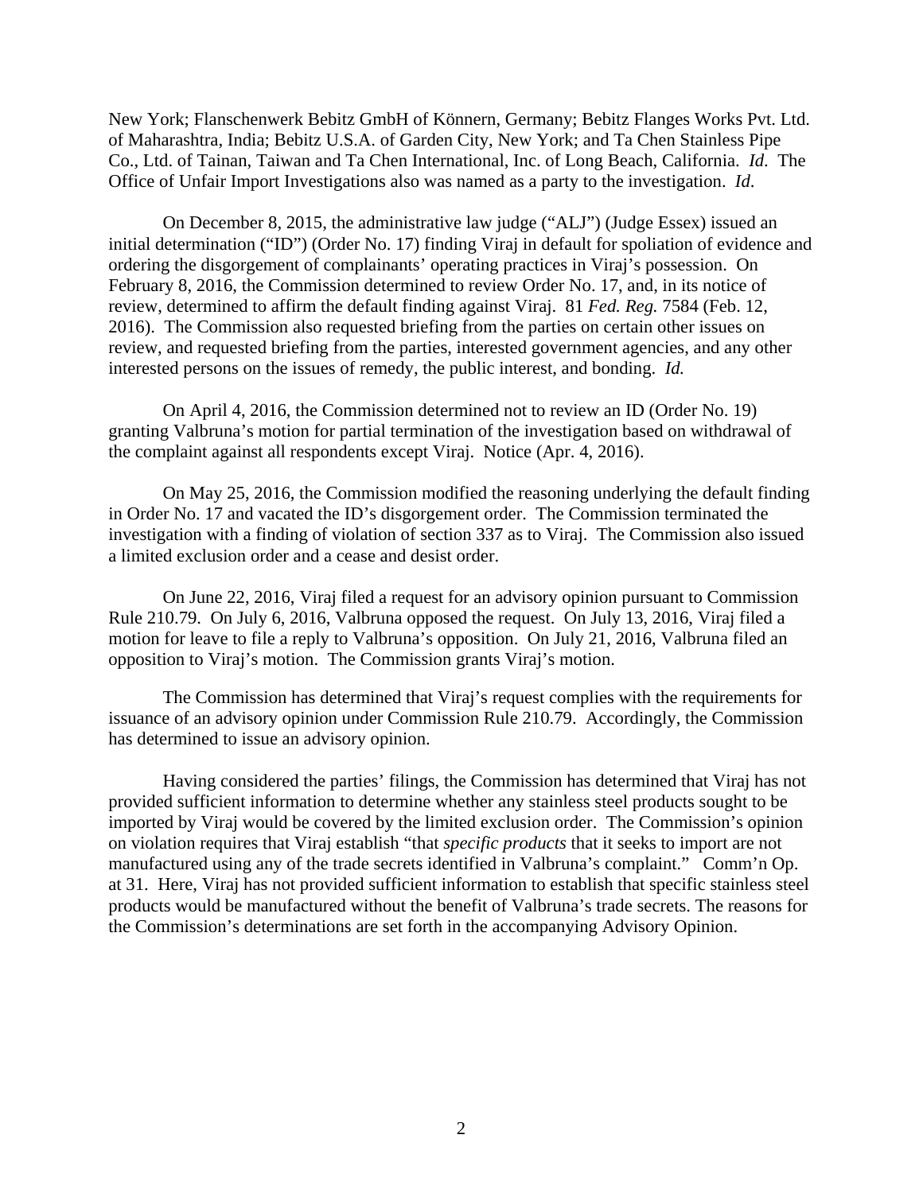New York; Flanschenwerk Bebitz GmbH of Könnern, Germany; Bebitz Flanges Works Pvt. Ltd. of Maharashtra, India; Bebitz U.S.A. of Garden City, New York; and Ta Chen Stainless Pipe Co., Ltd. of Tainan, Taiwan and Ta Chen International, Inc. of Long Beach, California. *Id*. The Office of Unfair Import Investigations also was named as a party to the investigation. *Id*.

On December 8, 2015, the administrative law judge ("ALJ") (Judge Essex) issued an initial determination ("ID") (Order No. 17) finding Viraj in default for spoliation of evidence and ordering the disgorgement of complainants' operating practices in Viraj's possession. On February 8, 2016, the Commission determined to review Order No. 17, and, in its notice of review, determined to affirm the default finding against Viraj. 81 *Fed. Reg.* 7584 (Feb. 12, 2016). The Commission also requested briefing from the parties on certain other issues on review, and requested briefing from the parties, interested government agencies, and any other interested persons on the issues of remedy, the public interest, and bonding. *Id.*

On April 4, 2016, the Commission determined not to review an ID (Order No. 19) granting Valbruna's motion for partial termination of the investigation based on withdrawal of the complaint against all respondents except Viraj. Notice (Apr. 4, 2016).

On May 25, 2016, the Commission modified the reasoning underlying the default finding in Order No. 17 and vacated the ID's disgorgement order. The Commission terminated the investigation with a finding of violation of section 337 as to Viraj. The Commission also issued a limited exclusion order and a cease and desist order.

On June 22, 2016, Viraj filed a request for an advisory opinion pursuant to Commission Rule 210.79. On July 6, 2016, Valbruna opposed the request. On July 13, 2016, Viraj filed a motion for leave to file a reply to Valbruna's opposition. On July 21, 2016, Valbruna filed an opposition to Viraj's motion. The Commission grants Viraj's motion.

The Commission has determined that Viraj's request complies with the requirements for issuance of an advisory opinion under Commission Rule 210.79. Accordingly, the Commission has determined to issue an advisory opinion.

Having considered the parties' filings, the Commission has determined that Viraj has not provided sufficient information to determine whether any stainless steel products sought to be imported by Viraj would be covered by the limited exclusion order. The Commission's opinion on violation requires that Viraj establish "that *specific products* that it seeks to import are not manufactured using any of the trade secrets identified in Valbruna's complaint." Comm'n Op. at 31. Here, Viraj has not provided sufficient information to establish that specific stainless steel products would be manufactured without the benefit of Valbruna's trade secrets. The reasons for the Commission's determinations are set forth in the accompanying Advisory Opinion.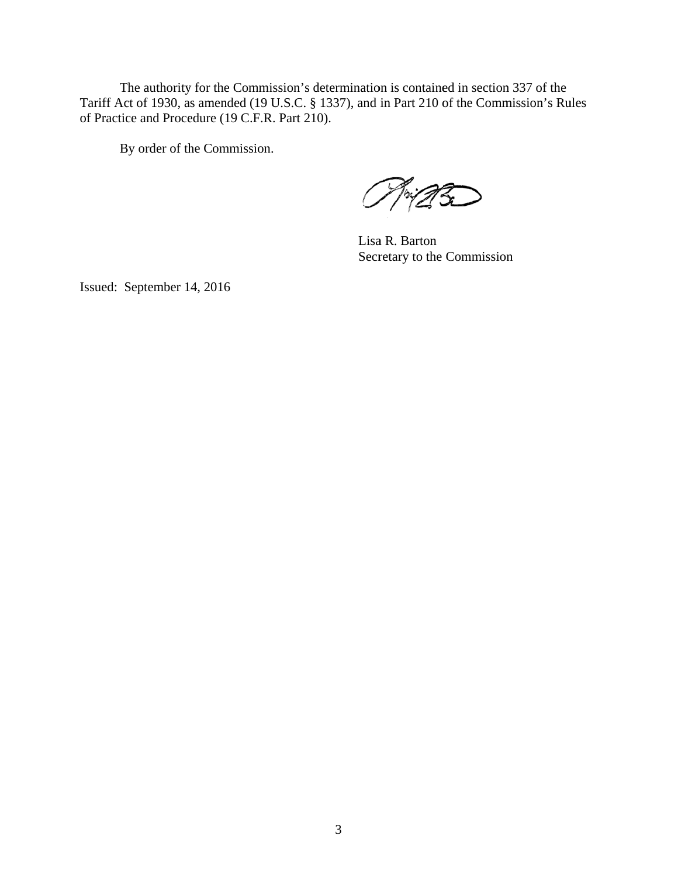The authority for the Commission's determination is contained in section 337 of the Tariff Act of 1930, as amended (19 U.S.C. § 1337), and in Part 210 of the Commission's Rules of Practice and Procedure (19 C.F.R. Part 210).

By order of the Commission.

Lisa R. Barton
Secretary to the Commission

Issued: September 14, 2016